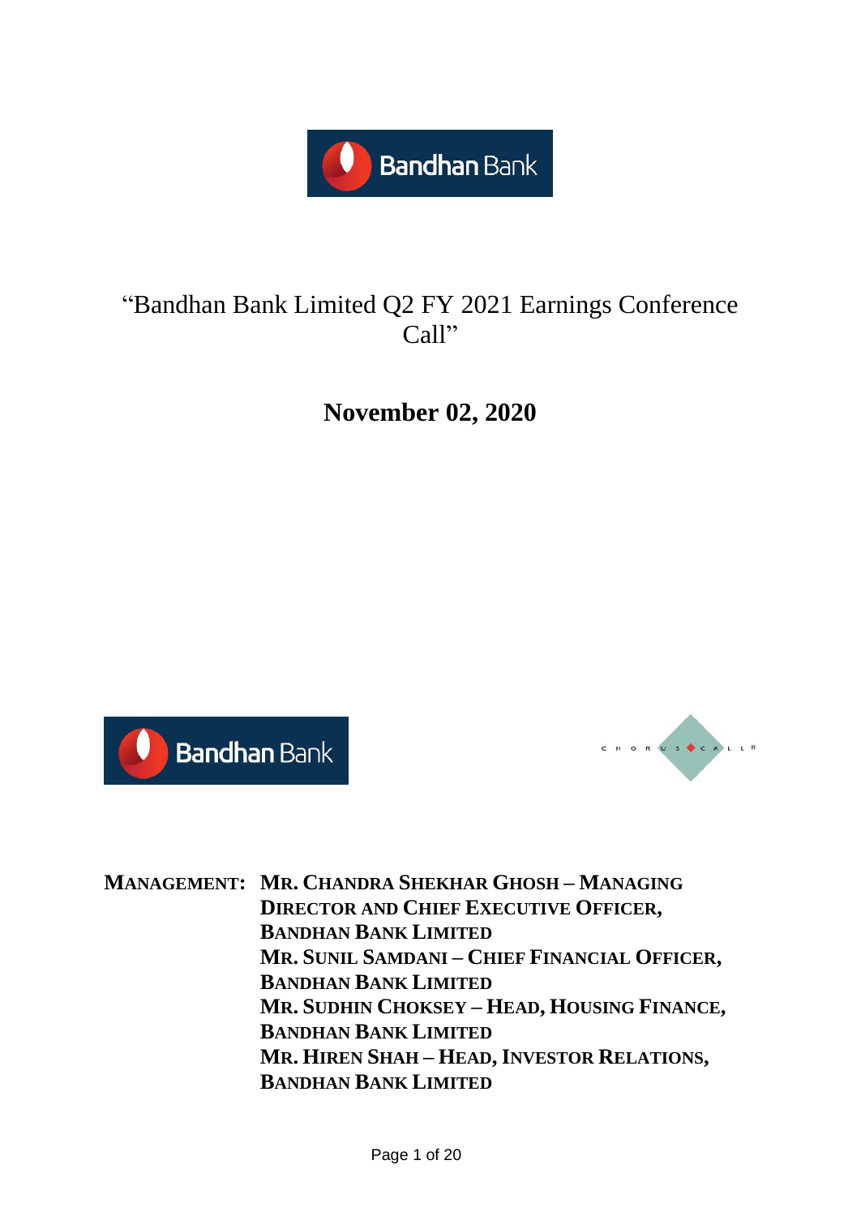# "Bandhan Bank Limited Q2 FY 2021 Earnings Conference Call"

## November 02, 2020

**MANAGEMENT:** **MR. CHANDRA SHEKHAR GHOSH – MANAGING DIRECTOR AND CHIEF EXECUTIVE OFFICER, BANDHAN BANK LIMITED**
**MR. SUNIL SAMDANI – CHIEF FINANCIAL OFFICER, BANDHAN BANK LIMITED**
**MR. SUDHIN CHOKSEY – HEAD, HOUSING FINANCE, BANDHAN BANK LIMITED**
**MR. HIREN SHAH – HEAD, INVESTOR RELATIONS, BANDHAN BANK LIMITED**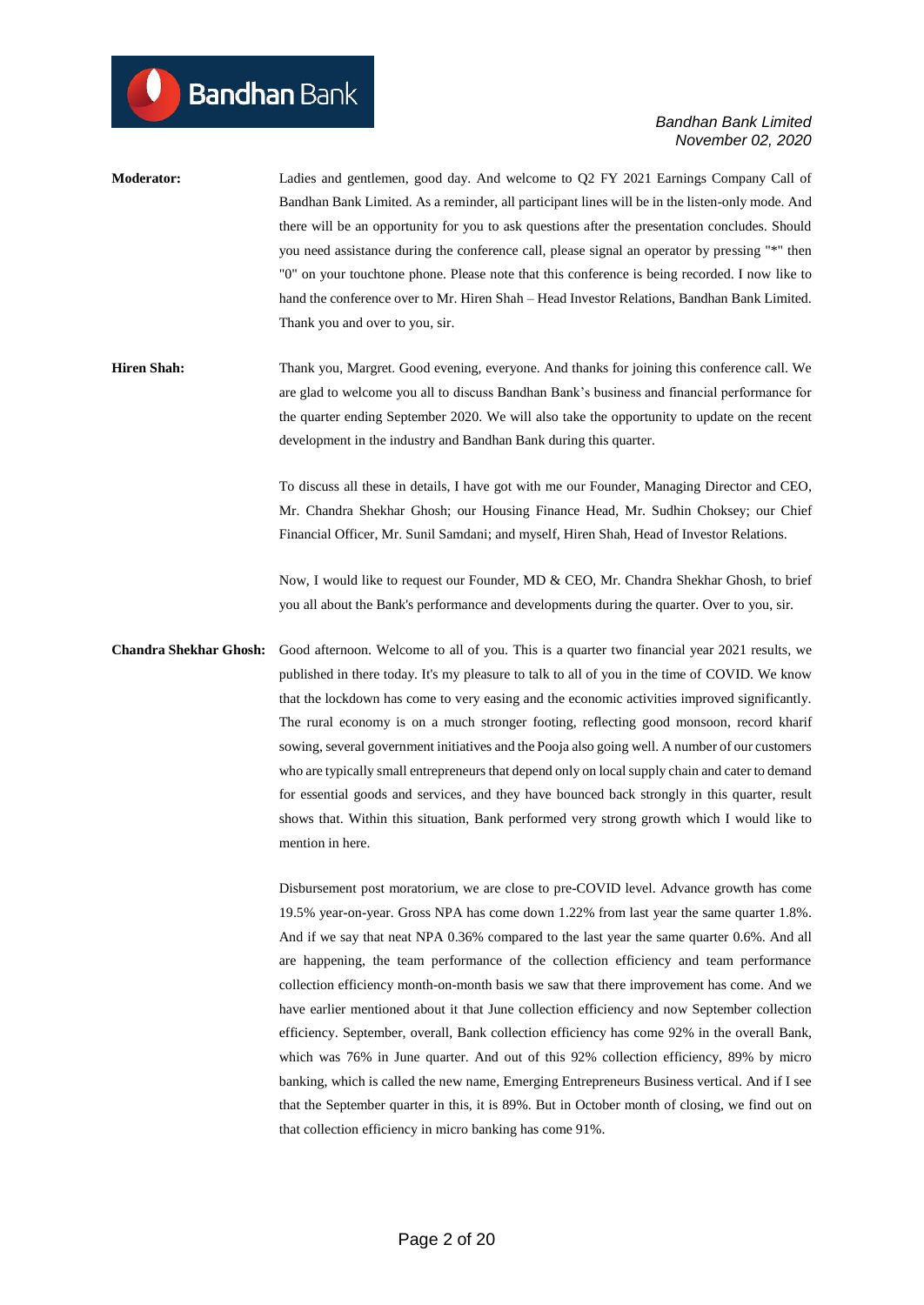**Moderator:** Ladies and gentlemen, good day. And welcome to Q2 FY 2021 Earnings Company Call of Bandhan Bank Limited. As a reminder, all participant lines will be in the listen-only mode. And there will be an opportunity for you to ask questions after the presentation concludes. Should you need assistance during the conference call, please signal an operator by pressing "*" then "0" on your touchtone phone. Please note that this conference is being recorded. I now like to hand the conference over to Mr. Hiren Shah – Head Investor Relations, Bandhan Bank Limited. Thank you and over to you, sir.

**Hiren Shah:** Thank you, Margret. Good evening, everyone. And thanks for joining this conference call. We are glad to welcome you all to discuss Bandhan Bank's business and financial performance for the quarter ending September 2020. We will also take the opportunity to update on the recent development in the industry and Bandhan Bank during this quarter.

To discuss all these in details, I have got with me our Founder, Managing Director and CEO, Mr. Chandra Shekhar Ghosh; our Housing Finance Head, Mr. Sudhin Choksey; our Chief Financial Officer, Mr. Sunil Samdani; and myself, Hiren Shah, Head of Investor Relations.

Now, I would like to request our Founder, MD & CEO, Mr. Chandra Shekhar Ghosh, to brief you all about the Bank's performance and developments during the quarter. Over to you, sir.

**Chandra Shekhar Ghosh:** Good afternoon. Welcome to all of you. This is a quarter two financial year 2021 results, we published in there today. It's my pleasure to talk to all of you in the time of COVID. We know that the lockdown has come to very easing and the economic activities improved significantly. The rural economy is on a much stronger footing, reflecting good monsoon, record kharif sowing, several government initiatives and the Pooja also going well. A number of our customers who are typically small entrepreneurs that depend only on local supply chain and cater to demand for essential goods and services, and they have bounced back strongly in this quarter, result shows that. Within this situation, Bank performed very strong growth which I would like to mention in here.

Disbursement post moratorium, we are close to pre-COVID level. Advance growth has come 19.5% year-on-year. Gross NPA has come down 1.22% from last year the same quarter 1.8%. And if we say that neat NPA 0.36% compared to the last year the same quarter 0.6%. And all are happening, the team performance of the collection efficiency and team performance collection efficiency month-on-month basis we saw that there improvement has come. And we have earlier mentioned about it that June collection efficiency and now September collection efficiency. September, overall, Bank collection efficiency has come 92% in the overall Bank, which was 76% in June quarter. And out of this 92% collection efficiency, 89% by micro banking, which is called the new name, Emerging Entrepreneurs Business vertical. And if I see that the September quarter in this, it is 89%. But in October month of closing, we find out on that collection efficiency in micro banking has come 91%.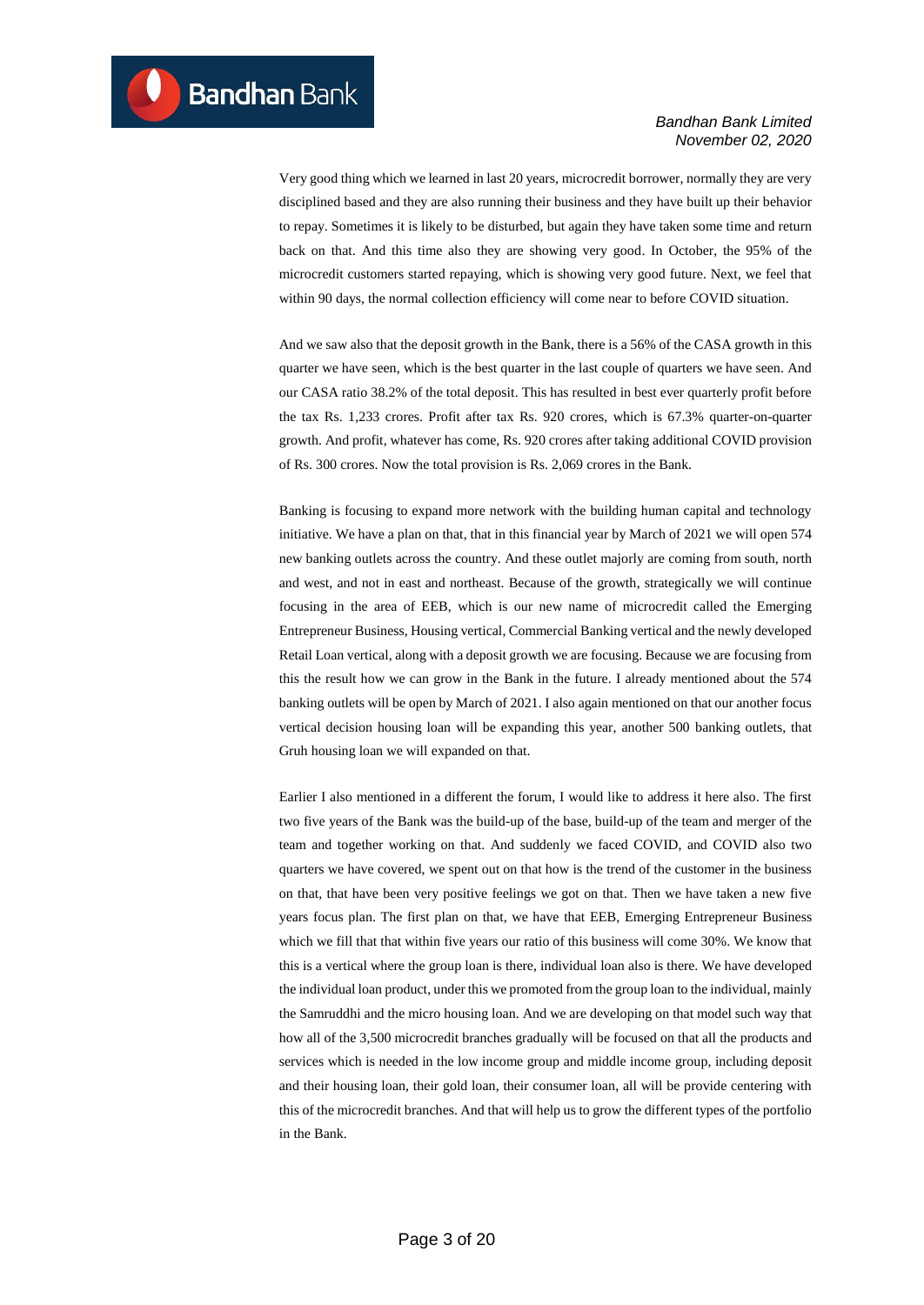Very good thing which we learned in last 20 years, microcredit borrower, normally they are very disciplined based and they are also running their business and they have built up their behavior to repay. Sometimes it is likely to be disturbed, but again they have taken some time and return back on that. And this time also they are showing very good. In October, the 95% of the microcredit customers started repaying, which is showing very good future. Next, we feel that within 90 days, the normal collection efficiency will come near to before COVID situation.

And we saw also that the deposit growth in the Bank, there is a 56% of the CASA growth in this quarter we have seen, which is the best quarter in the last couple of quarters we have seen. And our CASA ratio 38.2% of the total deposit. This has resulted in best ever quarterly profit before the tax Rs. 1,233 crores. Profit after tax Rs. 920 crores, which is 67.3% quarter-on-quarter growth. And profit, whatever has come, Rs. 920 crores after taking additional COVID provision of Rs. 300 crores. Now the total provision is Rs. 2,069 crores in the Bank.

Banking is focusing to expand more network with the building human capital and technology initiative. We have a plan on that, that in this financial year by March of 2021 we will open 574 new banking outlets across the country. And these outlet majorly are coming from south, north and west, and not in east and northeast. Because of the growth, strategically we will continue focusing in the area of EEB, which is our new name of microcredit called the Emerging Entrepreneur Business, Housing vertical, Commercial Banking vertical and the newly developed Retail Loan vertical, along with a deposit growth we are focusing. Because we are focusing from this the result how we can grow in the Bank in the future. I already mentioned about the 574 banking outlets will be open by March of 2021. I also again mentioned on that our another focus vertical decision housing loan will be expanding this year, another 500 banking outlets, that Gruh housing loan we will expanded on that.

Earlier I also mentioned in a different the forum, I would like to address it here also. The first two five years of the Bank was the build-up of the base, build-up of the team and merger of the team and together working on that. And suddenly we faced COVID, and COVID also two quarters we have covered, we spent out on that how is the trend of the customer in the business on that, that have been very positive feelings we got on that. Then we have taken a new five years focus plan. The first plan on that, we have that EEB, Emerging Entrepreneur Business which we fill that that within five years our ratio of this business will come 30%. We know that this is a vertical where the group loan is there, individual loan also is there. We have developed the individual loan product, under this we promoted from the group loan to the individual, mainly the Samruddhi and the micro housing loan. And we are developing on that model such way that how all of the 3,500 microcredit branches gradually will be focused on that all the products and services which is needed in the low income group and middle income group, including deposit and their housing loan, their gold loan, their consumer loan, all will be provide centering with this of the microcredit branches. And that will help us to grow the different types of the portfolio in the Bank.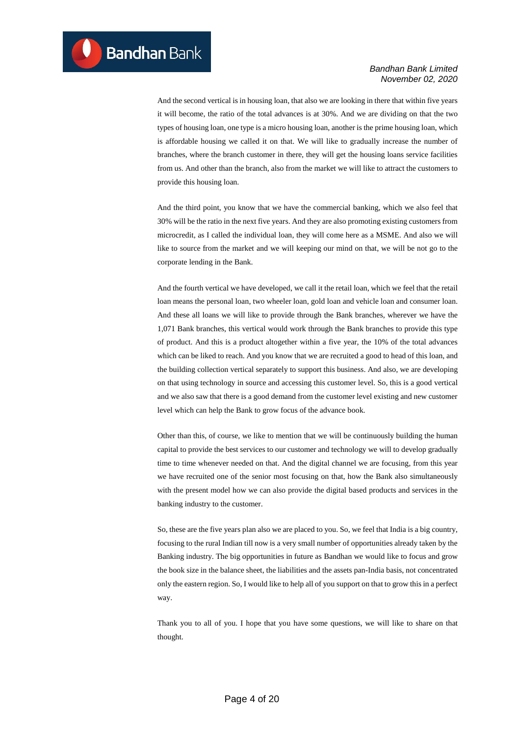And the second vertical is in housing loan, that also we are looking in there that within five years it will become, the ratio of the total advances is at 30%. And we are dividing on that the two types of housing loan, one type is a micro housing loan, another is the prime housing loan, which is affordable housing we called it on that. We will like to gradually increase the number of branches, where the branch customer in there, they will get the housing loans service facilities from us. And other than the branch, also from the market we will like to attract the customers to provide this housing loan.

And the third point, you know that we have the commercial banking, which we also feel that 30% will be the ratio in the next five years. And they are also promoting existing customers from microcredit, as I called the individual loan, they will come here as a MSME. And also we will like to source from the market and we will keeping our mind on that, we will be not go to the corporate lending in the Bank.

And the fourth vertical we have developed, we call it the retail loan, which we feel that the retail loan means the personal loan, two wheeler loan, gold loan and vehicle loan and consumer loan. And these all loans we will like to provide through the Bank branches, wherever we have the 1,071 Bank branches, this vertical would work through the Bank branches to provide this type of product. And this is a product altogether within a five year, the 10% of the total advances which can be liked to reach. And you know that we are recruited a good to head of this loan, and the building collection vertical separately to support this business. And also, we are developing on that using technology in source and accessing this customer level. So, this is a good vertical and we also saw that there is a good demand from the customer level existing and new customer level which can help the Bank to grow focus of the advance book.

Other than this, of course, we like to mention that we will be continuously building the human capital to provide the best services to our customer and technology we will to develop gradually time to time whenever needed on that. And the digital channel we are focusing, from this year we have recruited one of the senior most focusing on that, how the Bank also simultaneously with the present model how we can also provide the digital based products and services in the banking industry to the customer.

So, these are the five years plan also we are placed to you. So, we feel that India is a big country, focusing to the rural Indian till now is a very small number of opportunities already taken by the Banking industry. The big opportunities in future as Bandhan we would like to focus and grow the book size in the balance sheet, the liabilities and the assets pan-India basis, not concentrated only the eastern region. So, I would like to help all of you support on that to grow this in a perfect way.

Thank you to all of you. I hope that you have some questions, we will like to share on that thought.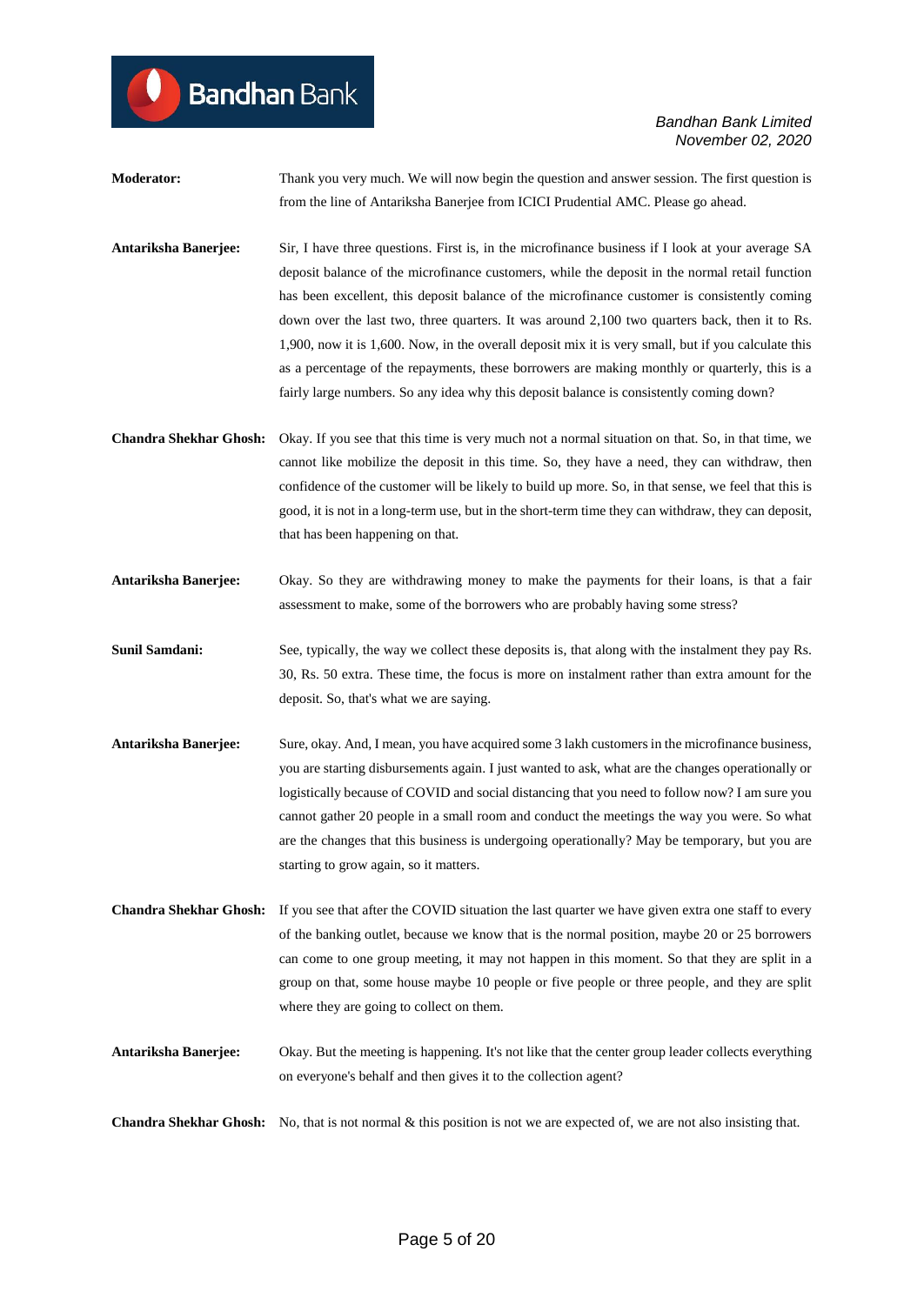**Moderator:** Thank you very much. We will now begin the question and answer session. The first question is from the line of Antariksha Banerjee from ICICI Prudential AMC. Please go ahead.

**Antariksha Banerjee:** Sir, I have three questions. First is, in the microfinance business if I look at your average SA deposit balance of the microfinance customers, while the deposit in the normal retail function has been excellent, this deposit balance of the microfinance customer is consistently coming down over the last two, three quarters. It was around 2,100 two quarters back, then it to Rs. 1,900, now it is 1,600. Now, in the overall deposit mix it is very small, but if you calculate this as a percentage of the repayments, these borrowers are making monthly or quarterly, this is a fairly large numbers. So any idea why this deposit balance is consistently coming down?

**Chandra Shekhar Ghosh:** Okay. If you see that this time is very much not a normal situation on that. So, in that time, we cannot like mobilize the deposit in this time. So, they have a need, they can withdraw, then confidence of the customer will be likely to build up more. So, in that sense, we feel that this is good, it is not in a long-term use, but in the short-term time they can withdraw, they can deposit, that has been happening on that.

**Antariksha Banerjee:** Okay. So they are withdrawing money to make the payments for their loans, is that a fair assessment to make, some of the borrowers who are probably having some stress?

**Sunil Samdani:** See, typically, the way we collect these deposits is, that along with the instalment they pay Rs. 30, Rs. 50 extra. These time, the focus is more on instalment rather than extra amount for the deposit. So, that's what we are saying.

**Antariksha Banerjee:** Sure, okay. And, I mean, you have acquired some 3 lakh customers in the microfinance business, you are starting disbursements again. I just wanted to ask, what are the changes operationally or logistically because of COVID and social distancing that you need to follow now? I am sure you cannot gather 20 people in a small room and conduct the meetings the way you were. So what are the changes that this business is undergoing operationally? May be temporary, but you are starting to grow again, so it matters.

**Chandra Shekhar Ghosh:** If you see that after the COVID situation the last quarter we have given extra one staff to every of the banking outlet, because we know that is the normal position, maybe 20 or 25 borrowers can come to one group meeting, it may not happen in this moment. So that they are split in a group on that, some house maybe 10 people or five people or three people, and they are split where they are going to collect on them.

**Antariksha Banerjee:** Okay. But the meeting is happening. It's not like that the center group leader collects everything on everyone's behalf and then gives it to the collection agent?

**Chandra Shekhar Ghosh:** No, that is not normal & this position is not we are expected of, we are not also insisting that.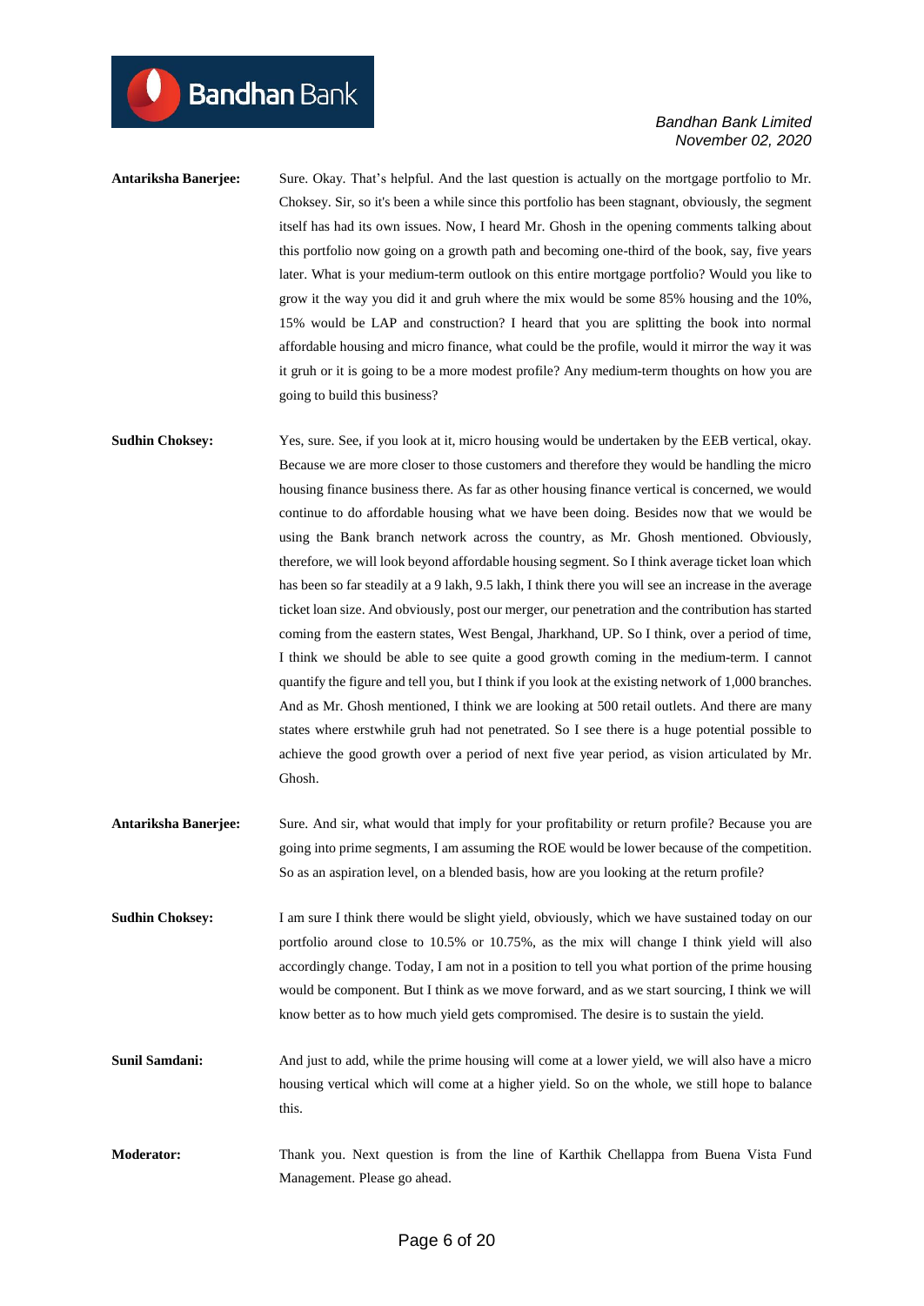**Antariksha Banerjee:** Sure. Okay. That's helpful. And the last question is actually on the mortgage portfolio to Mr. Choksey. Sir, so it's been a while since this portfolio has been stagnant, obviously, the segment itself has had its own issues. Now, I heard Mr. Ghosh in the opening comments talking about this portfolio now going on a growth path and becoming one-third of the book, say, five years later. What is your medium-term outlook on this entire mortgage portfolio? Would you like to grow it the way you did it and gruh where the mix would be some 85% housing and the 10%, 15% would be LAP and construction? I heard that you are splitting the book into normal affordable housing and micro finance, what could be the profile, would it mirror the way it was it gruh or it is going to be a more modest profile? Any medium-term thoughts on how you are going to build this business?

**Sudhin Choksey:** Yes, sure. See, if you look at it, micro housing would be undertaken by the EEB vertical, okay. Because we are more closer to those customers and therefore they would be handling the micro housing finance business there. As far as other housing finance vertical is concerned, we would continue to do affordable housing what we have been doing. Besides now that we would be using the Bank branch network across the country, as Mr. Ghosh mentioned. Obviously, therefore, we will look beyond affordable housing segment. So I think average ticket loan which has been so far steadily at a 9 lakh, 9.5 lakh, I think there you will see an increase in the average ticket loan size. And obviously, post our merger, our penetration and the contribution has started coming from the eastern states, West Bengal, Jharkhand, UP. So I think, over a period of time, I think we should be able to see quite a good growth coming in the medium-term. I cannot quantify the figure and tell you, but I think if you look at the existing network of 1,000 branches. And as Mr. Ghosh mentioned, I think we are looking at 500 retail outlets. And there are many states where erstwhile gruh had not penetrated. So I see there is a huge potential possible to achieve the good growth over a period of next five year period, as vision articulated by Mr. Ghosh.

**Antariksha Banerjee:** Sure. And sir, what would that imply for your profitability or return profile? Because you are going into prime segments, I am assuming the ROE would be lower because of the competition. So as an aspiration level, on a blended basis, how are you looking at the return profile?

**Sudhin Choksey:** I am sure I think there would be slight yield, obviously, which we have sustained today on our portfolio around close to 10.5% or 10.75%, as the mix will change I think yield will also accordingly change. Today, I am not in a position to tell you what portion of the prime housing would be component. But I think as we move forward, and as we start sourcing, I think we will know better as to how much yield gets compromised. The desire is to sustain the yield.

**Sunil Samdani:** And just to add, while the prime housing will come at a lower yield, we will also have a micro housing vertical which will come at a higher yield. So on the whole, we still hope to balance this.

**Moderator:** Thank you. Next question is from the line of Karthik Chellappa from Buena Vista Fund Management. Please go ahead.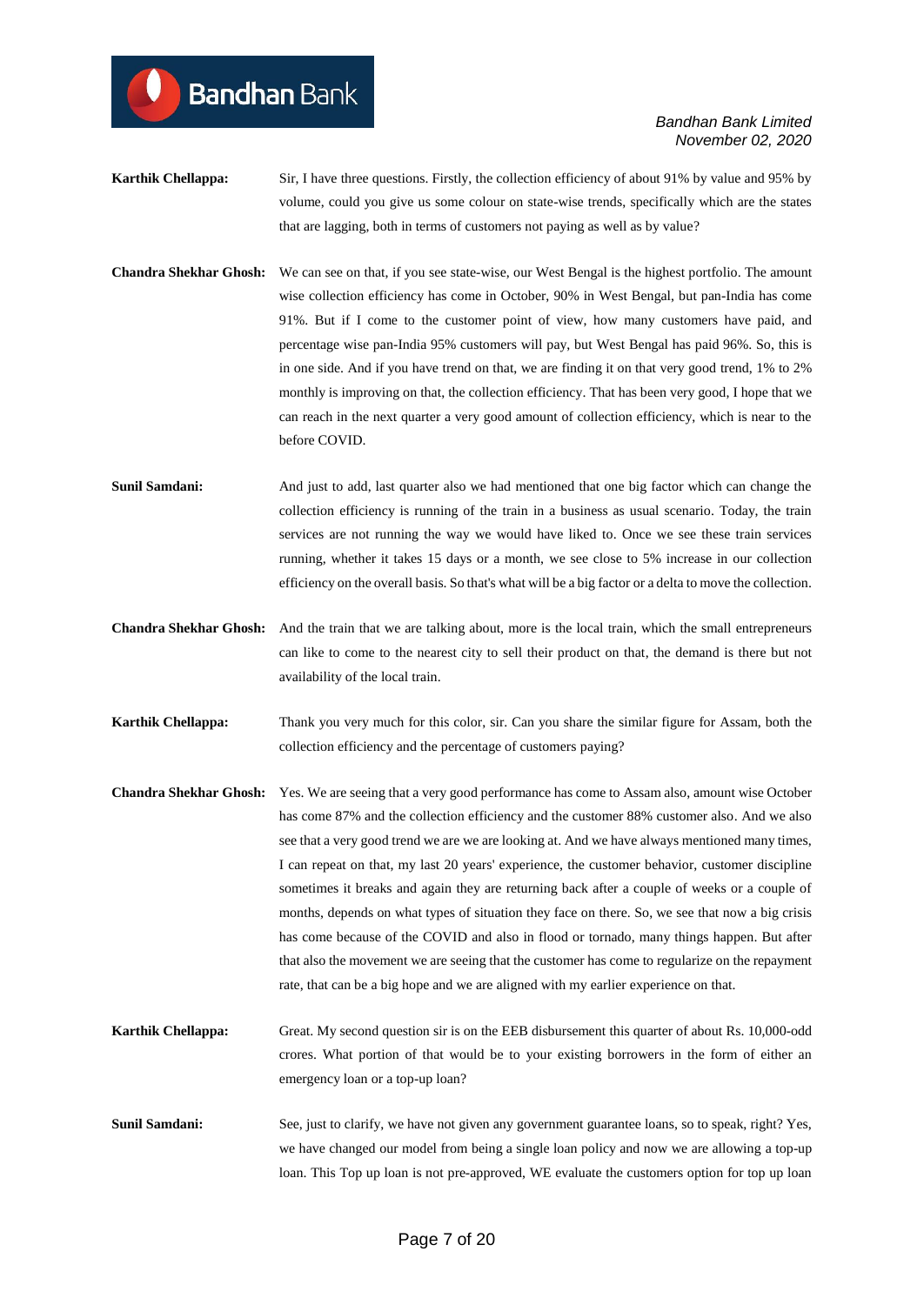**Karthik Chellappa:** Sir, I have three questions. Firstly, the collection efficiency of about 91% by value and 95% by volume, could you give us some colour on state-wise trends, specifically which are the states that are lagging, both in terms of customers not paying as well as by value?

**Chandra Shekhar Ghosh:** We can see on that, if you see state-wise, our West Bengal is the highest portfolio. The amount wise collection efficiency has come in October, 90% in West Bengal, but pan-India has come 91%. But if I come to the customer point of view, how many customers have paid, and percentage wise pan-India 95% customers will pay, but West Bengal has paid 96%. So, this is in one side. And if you have trend on that, we are finding it on that very good trend, 1% to 2% monthly is improving on that, the collection efficiency. That has been very good, I hope that we can reach in the next quarter a very good amount of collection efficiency, which is near to the before COVID.

**Sunil Samdani:** And just to add, last quarter also we had mentioned that one big factor which can change the collection efficiency is running of the train in a business as usual scenario. Today, the train services are not running the way we would have liked to. Once we see these train services running, whether it takes 15 days or a month, we see close to 5% increase in our collection efficiency on the overall basis. So that's what will be a big factor or a delta to move the collection.

**Chandra Shekhar Ghosh:** And the train that we are talking about, more is the local train, which the small entrepreneurs can like to come to the nearest city to sell their product on that, the demand is there but not availability of the local train.

**Karthik Chellappa:** Thank you very much for this color, sir. Can you share the similar figure for Assam, both the collection efficiency and the percentage of customers paying?

**Chandra Shekhar Ghosh:** Yes. We are seeing that a very good performance has come to Assam also, amount wise October has come 87% and the collection efficiency and the customer 88% customer also. And we also see that a very good trend we are we are looking at. And we have always mentioned many times, I can repeat on that, my last 20 years' experience, the customer behavior, customer discipline sometimes it breaks and again they are returning back after a couple of weeks or a couple of months, depends on what types of situation they face on there. So, we see that now a big crisis has come because of the COVID and also in flood or tornado, many things happen. But after that also the movement we are seeing that the customer has come to regularize on the repayment rate, that can be a big hope and we are aligned with my earlier experience on that.

**Karthik Chellappa:** Great. My second question sir is on the EEB disbursement this quarter of about Rs. 10,000-odd crores. What portion of that would be to your existing borrowers in the form of either an emergency loan or a top-up loan?

**Sunil Samdani:** See, just to clarify, we have not given any government guarantee loans, so to speak, right? Yes, we have changed our model from being a single loan policy and now we are allowing a top-up loan. This Top up loan is not pre-approved, WE evaluate the customers option for top up loan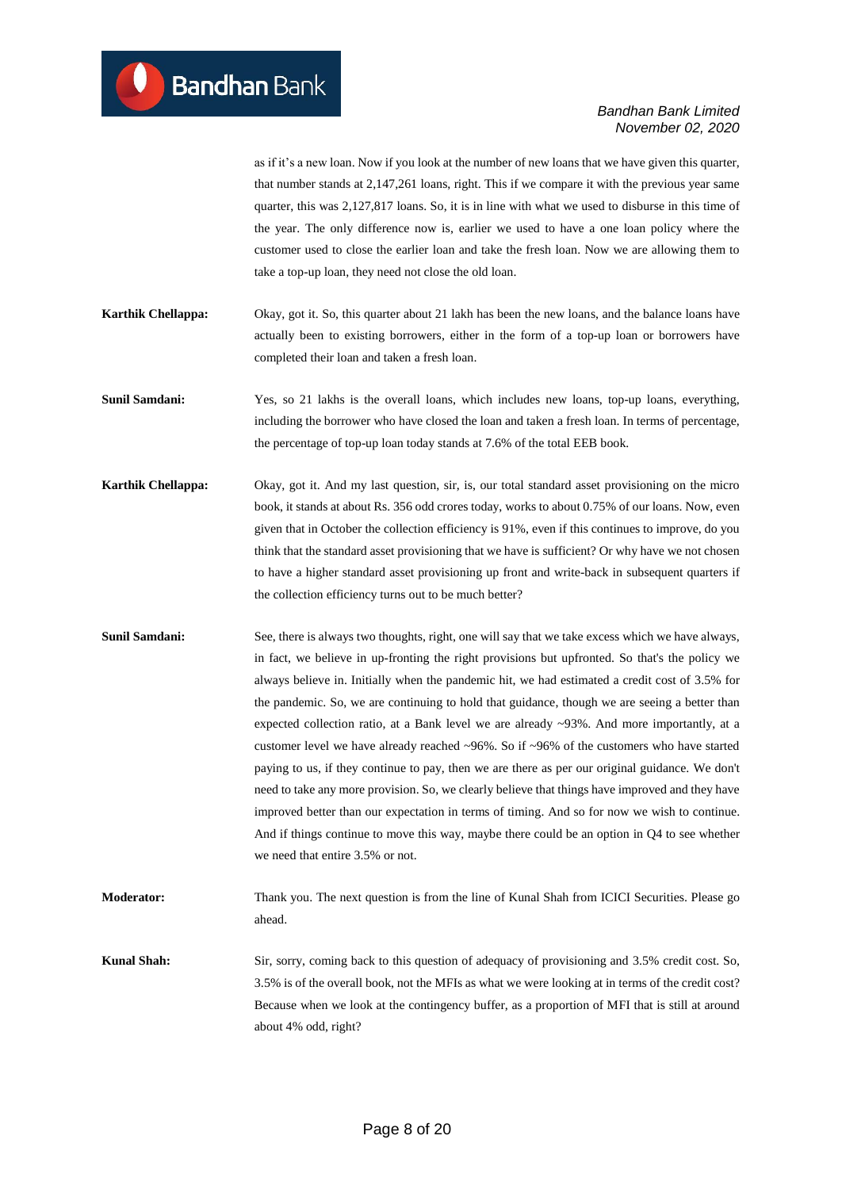as if it's a new loan. Now if you look at the number of new loans that we have given this quarter, that number stands at 2,147,261 loans, right. This if we compare it with the previous year same quarter, this was 2,127,817 loans. So, it is in line with what we used to disburse in this time of the year. The only difference now is, earlier we used to have a one loan policy where the customer used to close the earlier loan and take the fresh loan. Now we are allowing them to take a top-up loan, they need not close the old loan.

**Karthik Chellappa:** Okay, got it. So, this quarter about 21 lakh has been the new loans, and the balance loans have actually been to existing borrowers, either in the form of a top-up loan or borrowers have completed their loan and taken a fresh loan.

**Sunil Samdani:** Yes, so 21 lakhs is the overall loans, which includes new loans, top-up loans, everything, including the borrower who have closed the loan and taken a fresh loan. In terms of percentage, the percentage of top-up loan today stands at 7.6% of the total EEB book.

**Karthik Chellappa:** Okay, got it. And my last question, sir, is, our total standard asset provisioning on the micro book, it stands at about Rs. 356 odd crores today, works to about 0.75% of our loans. Now, even given that in October the collection efficiency is 91%, even if this continues to improve, do you think that the standard asset provisioning that we have is sufficient? Or why have we not chosen to have a higher standard asset provisioning up front and write-back in subsequent quarters if the collection efficiency turns out to be much better?

**Sunil Samdani:** See, there is always two thoughts, right, one will say that we take excess which we have always, in fact, we believe in up-fronting the right provisions but upfronted. So that's the policy we always believe in. Initially when the pandemic hit, we had estimated a credit cost of 3.5% for the pandemic. So, we are continuing to hold that guidance, though we are seeing a better than expected collection ratio, at a Bank level we are already ~93%. And more importantly, at a customer level we have already reached ~96%. So if ~96% of the customers who have started paying to us, if they continue to pay, then we are there as per our original guidance. We don't need to take any more provision. So, we clearly believe that things have improved and they have improved better than our expectation in terms of timing. And so for now we wish to continue. And if things continue to move this way, maybe there could be an option in Q4 to see whether we need that entire 3.5% or not.

**Moderator:** Thank you. The next question is from the line of Kunal Shah from ICICI Securities. Please go ahead.

**Kunal Shah:** Sir, sorry, coming back to this question of adequacy of provisioning and 3.5% credit cost. So, 3.5% is of the overall book, not the MFIs as what we were looking at in terms of the credit cost? Because when we look at the contingency buffer, as a proportion of MFI that is still at around about 4% odd, right?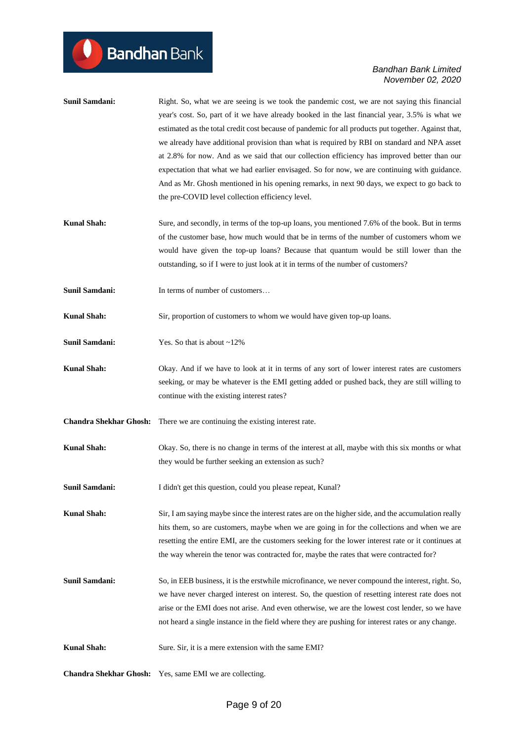**Sunil Samdani:** Right. So, what we are seeing is we took the pandemic cost, we are not saying this financial year's cost. So, part of it we have already booked in the last financial year, 3.5% is what we estimated as the total credit cost because of pandemic for all products put together. Against that, we already have additional provision than what is required by RBI on standard and NPA asset at 2.8% for now. And as we said that our collection efficiency has improved better than our expectation that what we had earlier envisaged. So for now, we are continuing with guidance. And as Mr. Ghosh mentioned in his opening remarks, in next 90 days, we expect to go back to the pre-COVID level collection efficiency level.

**Kunal Shah:** Sure, and secondly, in terms of the top-up loans, you mentioned 7.6% of the book. But in terms of the customer base, how much would that be in terms of the number of customers whom we would have given the top-up loans? Because that quantum would be still lower than the outstanding, so if I were to just look at it in terms of the number of customers?

**Sunil Samdani:** In terms of number of customers…

**Kunal Shah:** Sir, proportion of customers to whom we would have given top-up loans.

**Sunil Samdani:** Yes. So that is about ~12%

**Kunal Shah:** Okay. And if we have to look at it in terms of any sort of lower interest rates are customers seeking, or may be whatever is the EMI getting added or pushed back, they are still willing to continue with the existing interest rates?

**Chandra Shekhar Ghosh:** There we are continuing the existing interest rate.

**Kunal Shah:** Okay. So, there is no change in terms of the interest at all, maybe with this six months or what they would be further seeking an extension as such?

**Sunil Samdani:** I didn't get this question, could you please repeat, Kunal?

**Kunal Shah:** Sir, I am saying maybe since the interest rates are on the higher side, and the accumulation really hits them, so are customers, maybe when we are going in for the collections and when we are resetting the entire EMI, are the customers seeking for the lower interest rate or it continues at the way wherein the tenor was contracted for, maybe the rates that were contracted for?

**Sunil Samdani:** So, in EEB business, it is the erstwhile microfinance, we never compound the interest, right. So, we have never charged interest on interest. So, the question of resetting interest rate does not arise or the EMI does not arise. And even otherwise, we are the lowest cost lender, so we have not heard a single instance in the field where they are pushing for interest rates or any change.

**Kunal Shah:** Sure. Sir, it is a mere extension with the same EMI?

**Chandra Shekhar Ghosh:** Yes, same EMI we are collecting.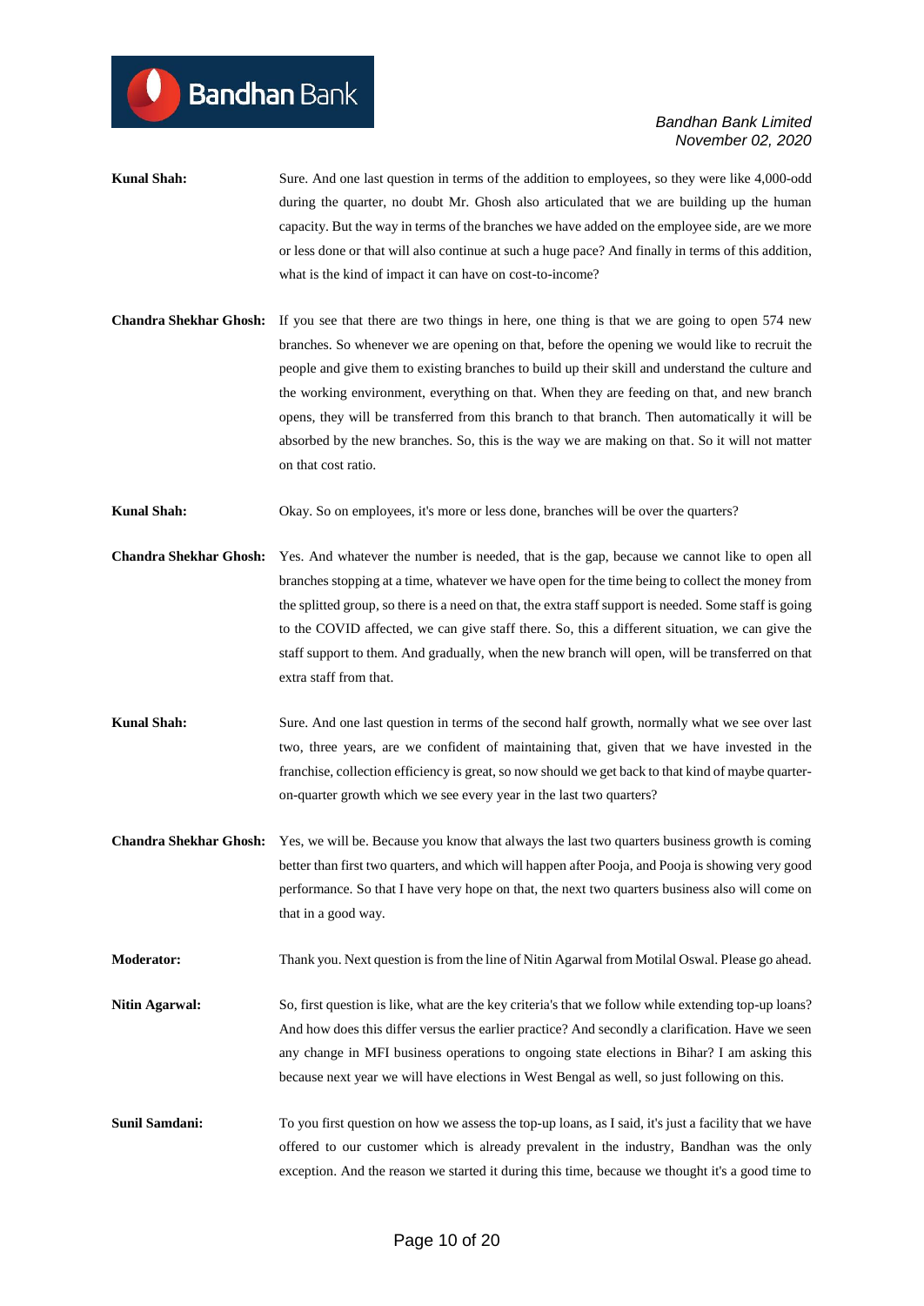**Kunal Shah:** Sure. And one last question in terms of the addition to employees, so they were like 4,000-odd during the quarter, no doubt Mr. Ghosh also articulated that we are building up the human capacity. But the way in terms of the branches we have added on the employee side, are we more or less done or that will also continue at such a huge pace? And finally in terms of this addition, what is the kind of impact it can have on cost-to-income?

**Chandra Shekhar Ghosh:** If you see that there are two things in here, one thing is that we are going to open 574 new branches. So whenever we are opening on that, before the opening we would like to recruit the people and give them to existing branches to build up their skill and understand the culture and the working environment, everything on that. When they are feeding on that, and new branch opens, they will be transferred from this branch to that branch. Then automatically it will be absorbed by the new branches. So, this is the way we are making on that. So it will not matter on that cost ratio.

**Kunal Shah:** Okay. So on employees, it's more or less done, branches will be over the quarters?

**Chandra Shekhar Ghosh:** Yes. And whatever the number is needed, that is the gap, because we cannot like to open all branches stopping at a time, whatever we have open for the time being to collect the money from the splitted group, so there is a need on that, the extra staff support is needed. Some staff is going to the COVID affected, we can give staff there. So, this a different situation, we can give the staff support to them. And gradually, when the new branch will open, will be transferred on that extra staff from that.

**Kunal Shah:** Sure. And one last question in terms of the second half growth, normally what we see over last two, three years, are we confident of maintaining that, given that we have invested in the franchise, collection efficiency is great, so now should we get back to that kind of maybe quarter-on-quarter growth which we see every year in the last two quarters?

**Chandra Shekhar Ghosh:** Yes, we will be. Because you know that always the last two quarters business growth is coming better than first two quarters, and which will happen after Pooja, and Pooja is showing very good performance. So that I have very hope on that, the next two quarters business also will come on that in a good way.

**Moderator:** Thank you. Next question is from the line of Nitin Agarwal from Motilal Oswal. Please go ahead.

**Nitin Agarwal:** So, first question is like, what are the key criteria's that we follow while extending top-up loans? And how does this differ versus the earlier practice? And secondly a clarification. Have we seen any change in MFI business operations to ongoing state elections in Bihar? I am asking this because next year we will have elections in West Bengal as well, so just following on this.

**Sunil Samdani:** To you first question on how we assess the top-up loans, as I said, it's just a facility that we have offered to our customer which is already prevalent in the industry, Bandhan was the only exception. And the reason we started it during this time, because we thought it's a good time to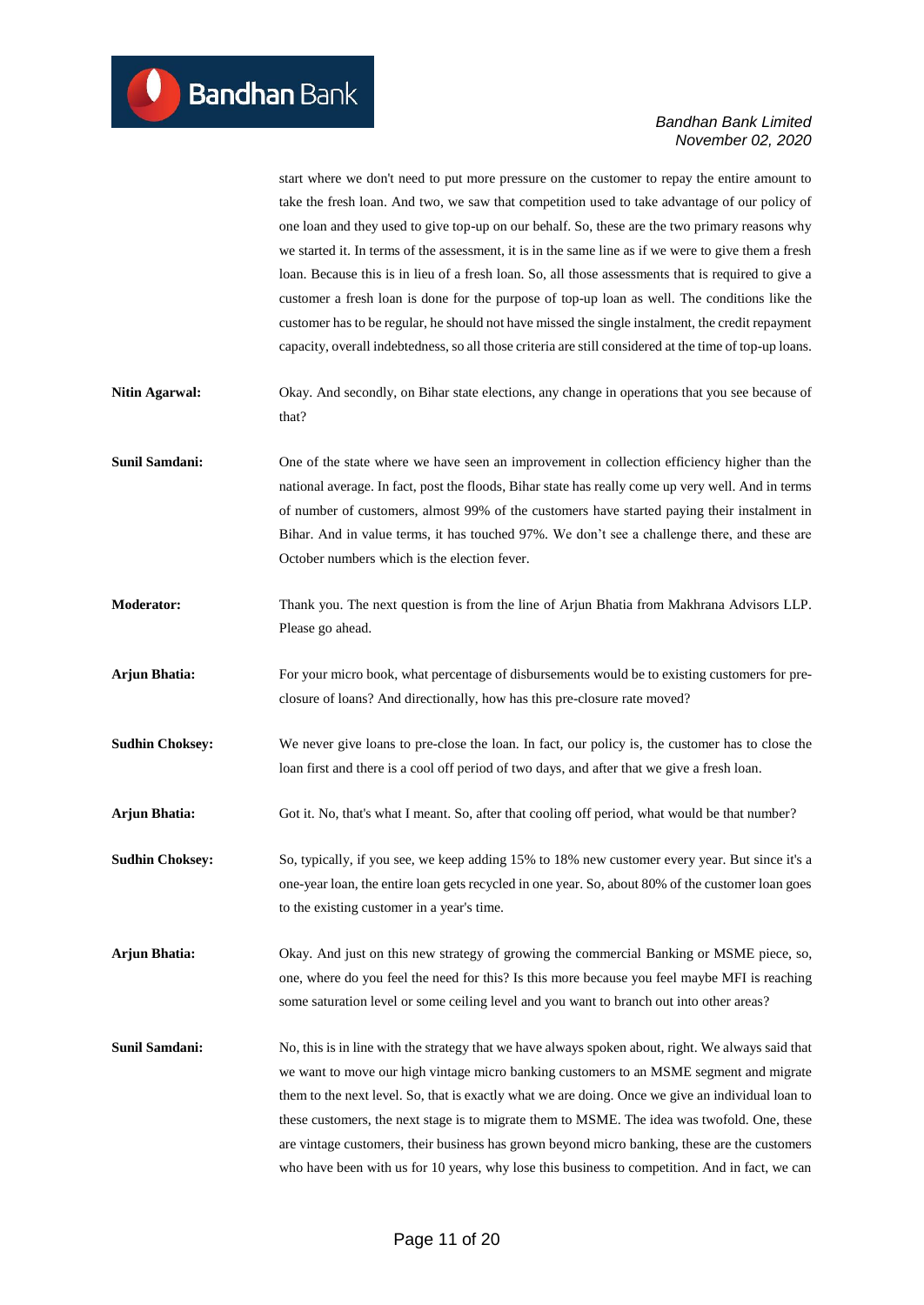start where we don't need to put more pressure on the customer to repay the entire amount to take the fresh loan. And two, we saw that competition used to take advantage of our policy of one loan and they used to give top-up on our behalf. So, these are the two primary reasons why we started it. In terms of the assessment, it is in the same line as if we were to give them a fresh loan. Because this is in lieu of a fresh loan. So, all those assessments that is required to give a customer a fresh loan is done for the purpose of top-up loan as well. The conditions like the customer has to be regular, he should not have missed the single instalment, the credit repayment capacity, overall indebtedness, so all those criteria are still considered at the time of top-up loans.

**Nitin Agarwal:** Okay. And secondly, on Bihar state elections, any change in operations that you see because of that?

**Sunil Samdani:** One of the state where we have seen an improvement in collection efficiency higher than the national average. In fact, post the floods, Bihar state has really come up very well. And in terms of number of customers, almost 99% of the customers have started paying their instalment in Bihar. And in value terms, it has touched 97%. We don't see a challenge there, and these are October numbers which is the election fever.

**Moderator:** Thank you. The next question is from the line of Arjun Bhatia from Makhrana Advisors LLP. Please go ahead.

**Arjun Bhatia:** For your micro book, what percentage of disbursements would be to existing customers for pre-closure of loans? And directionally, how has this pre-closure rate moved?

**Sudhin Choksey:** We never give loans to pre-close the loan. In fact, our policy is, the customer has to close the loan first and there is a cool off period of two days, and after that we give a fresh loan.

**Arjun Bhatia:** Got it. No, that's what I meant. So, after that cooling off period, what would be that number?

**Sudhin Choksey:** So, typically, if you see, we keep adding 15% to 18% new customer every year. But since it's a one-year loan, the entire loan gets recycled in one year. So, about 80% of the customer loan goes to the existing customer in a year's time.

**Arjun Bhatia:** Okay. And just on this new strategy of growing the commercial Banking or MSME piece, so, one, where do you feel the need for this? Is this more because you feel maybe MFI is reaching some saturation level or some ceiling level and you want to branch out into other areas?

**Sunil Samdani:** No, this is in line with the strategy that we have always spoken about, right. We always said that we want to move our high vintage micro banking customers to an MSME segment and migrate them to the next level. So, that is exactly what we are doing. Once we give an individual loan to these customers, the next stage is to migrate them to MSME. The idea was twofold. One, these are vintage customers, their business has grown beyond micro banking, these are the customers who have been with us for 10 years, why lose this business to competition. And in fact, we can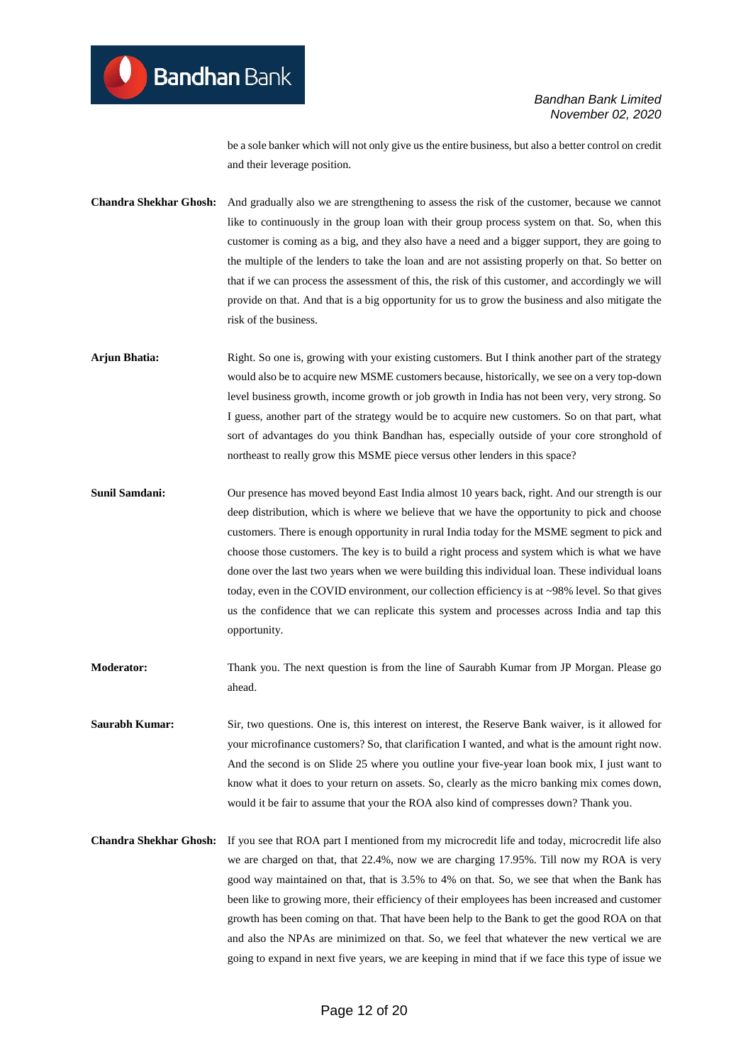be a sole banker which will not only give us the entire business, but also a better control on credit and their leverage position.

**Chandra Shekhar Ghosh:** And gradually also we are strengthening to assess the risk of the customer, because we cannot like to continuously in the group loan with their group process system on that. So, when this customer is coming as a big, and they also have a need and a bigger support, they are going to the multiple of the lenders to take the loan and are not assisting properly on that. So better on that if we can process the assessment of this, the risk of this customer, and accordingly we will provide on that. And that is a big opportunity for us to grow the business and also mitigate the risk of the business.

**Arjun Bhatia:** Right. So one is, growing with your existing customers. But I think another part of the strategy would also be to acquire new MSME customers because, historically, we see on a very top-down level business growth, income growth or job growth in India has not been very, very strong. So I guess, another part of the strategy would be to acquire new customers. So on that part, what sort of advantages do you think Bandhan has, especially outside of your core stronghold of northeast to really grow this MSME piece versus other lenders in this space?

**Sunil Samdani:** Our presence has moved beyond East India almost 10 years back, right. And our strength is our deep distribution, which is where we believe that we have the opportunity to pick and choose customers. There is enough opportunity in rural India today for the MSME segment to pick and choose those customers. The key is to build a right process and system which is what we have done over the last two years when we were building this individual loan. These individual loans today, even in the COVID environment, our collection efficiency is at ~98% level. So that gives us the confidence that we can replicate this system and processes across India and tap this opportunity.

**Moderator:** Thank you. The next question is from the line of Saurabh Kumar from JP Morgan. Please go ahead.

**Saurabh Kumar:** Sir, two questions. One is, this interest on interest, the Reserve Bank waiver, is it allowed for your microfinance customers? So, that clarification I wanted, and what is the amount right now. And the second is on Slide 25 where you outline your five-year loan book mix, I just want to know what it does to your return on assets. So, clearly as the micro banking mix comes down, would it be fair to assume that your the ROA also kind of compresses down? Thank you.

**Chandra Shekhar Ghosh:** If you see that ROA part I mentioned from my microcredit life and today, microcredit life also we are charged on that, that 22.4%, now we are charging 17.95%. Till now my ROA is very good way maintained on that, that is 3.5% to 4% on that. So, we see that when the Bank has been like to growing more, their efficiency of their employees has been increased and customer growth has been coming on that. That have been help to the Bank to get the good ROA on that and also the NPAs are minimized on that. So, we feel that whatever the new vertical we are going to expand in next five years, we are keeping in mind that if we face this type of issue we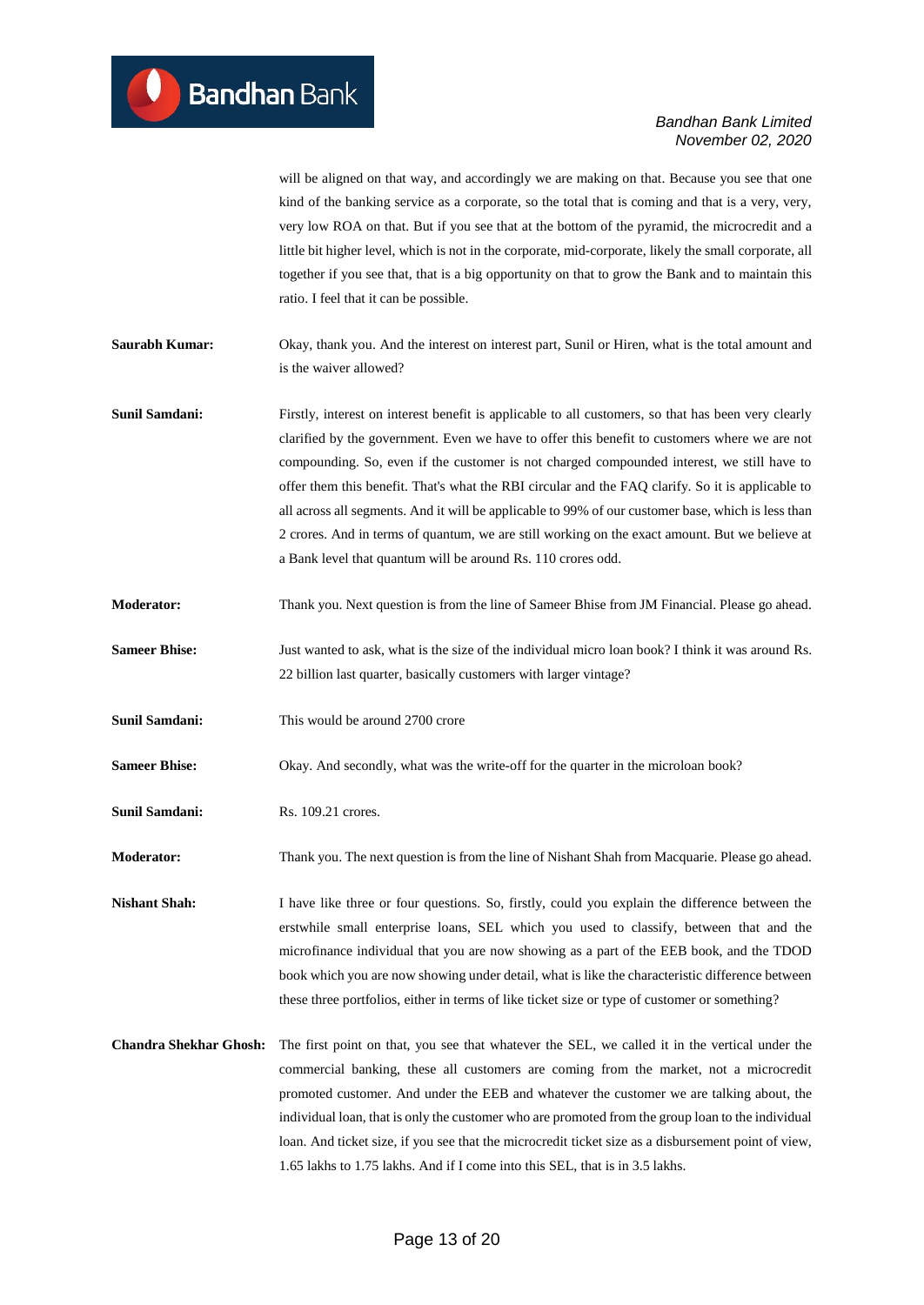will be aligned on that way, and accordingly we are making on that. Because you see that one kind of the banking service as a corporate, so the total that is coming and that is a very, very, very low ROA on that. But if you see that at the bottom of the pyramid, the microcredit and a little bit higher level, which is not in the corporate, mid-corporate, likely the small corporate, all together if you see that, that is a big opportunity on that to grow the Bank and to maintain this ratio. I feel that it can be possible.

**Saurabh Kumar:** Okay, thank you. And the interest on interest part, Sunil or Hiren, what is the total amount and is the waiver allowed?

**Sunil Samdani:** Firstly, interest on interest benefit is applicable to all customers, so that has been very clearly clarified by the government. Even we have to offer this benefit to customers where we are not compounding. So, even if the customer is not charged compounded interest, we still have to offer them this benefit. That's what the RBI circular and the FAQ clarify. So it is applicable to all across all segments. And it will be applicable to 99% of our customer base, which is less than 2 crores. And in terms of quantum, we are still working on the exact amount. But we believe at a Bank level that quantum will be around Rs. 110 crores odd.

**Moderator:** Thank you. Next question is from the line of Sameer Bhise from JM Financial. Please go ahead.

**Sameer Bhise:** Just wanted to ask, what is the size of the individual micro loan book? I think it was around Rs. 22 billion last quarter, basically customers with larger vintage?

**Sunil Samdani:** This would be around 2700 crore

**Sameer Bhise:** Okay. And secondly, what was the write-off for the quarter in the microloan book?

**Sunil Samdani:** Rs. 109.21 crores.

**Moderator:** Thank you. The next question is from the line of Nishant Shah from Macquarie. Please go ahead.

**Nishant Shah:** I have like three or four questions. So, firstly, could you explain the difference between the erstwhile small enterprise loans, SEL which you used to classify, between that and the microfinance individual that you are now showing as a part of the EEB book, and the TDOD book which you are now showing under detail, what is like the characteristic difference between these three portfolios, either in terms of like ticket size or type of customer or something?

**Chandra Shekhar Ghosh:** The first point on that, you see that whatever the SEL, we called it in the vertical under the commercial banking, these all customers are coming from the market, not a microcredit promoted customer. And under the EEB and whatever the customer we are talking about, the individual loan, that is only the customer who are promoted from the group loan to the individual loan. And ticket size, if you see that the microcredit ticket size as a disbursement point of view, 1.65 lakhs to 1.75 lakhs. And if I come into this SEL, that is in 3.5 lakhs.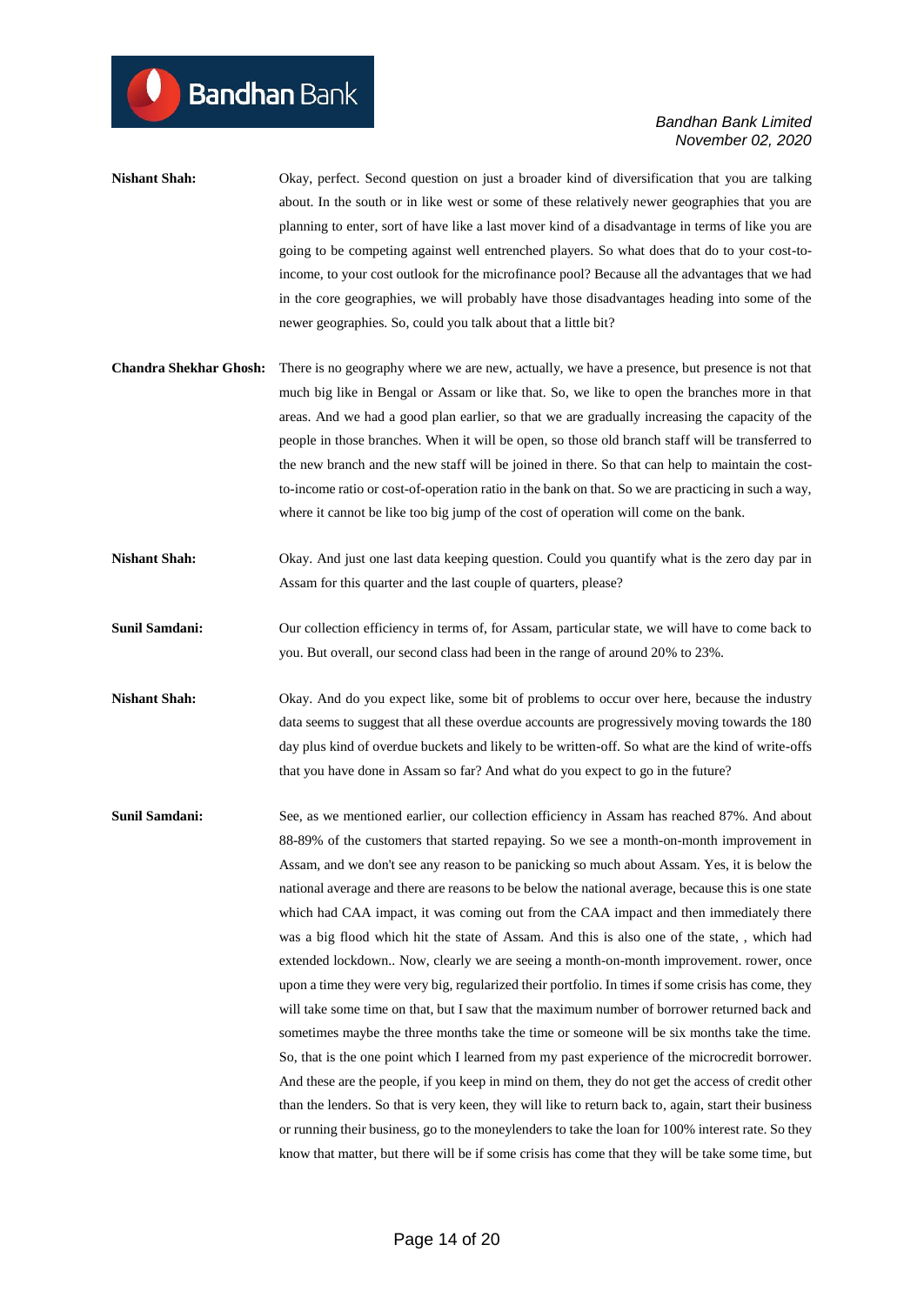**Nishant Shah:** Okay, perfect. Second question on just a broader kind of diversification that you are talking about. In the south or in like west or some of these relatively newer geographies that you are planning to enter, sort of have like a last mover kind of a disadvantage in terms of like you are going to be competing against well entrenched players. So what does that do to your cost-to-income, to your cost outlook for the microfinance pool? Because all the advantages that we had in the core geographies, we will probably have those disadvantages heading into some of the newer geographies. So, could you talk about that a little bit?

**Chandra Shekhar Ghosh:** There is no geography where we are new, actually, we have a presence, but presence is not that much big like in Bengal or Assam or like that. So, we like to open the branches more in that areas. And we had a good plan earlier, so that we are gradually increasing the capacity of the people in those branches. When it will be open, so those old branch staff will be transferred to the new branch and the new staff will be joined in there. So that can help to maintain the cost-to-income ratio or cost-of-operation ratio in the bank on that. So we are practicing in such a way, where it cannot be like too big jump of the cost of operation will come on the bank.

**Nishant Shah:** Okay. And just one last data keeping question. Could you quantify what is the zero day par in Assam for this quarter and the last couple of quarters, please?

**Sunil Samdani:** Our collection efficiency in terms of, for Assam, particular state, we will have to come back to you. But overall, our second class had been in the range of around 20% to 23%.

**Nishant Shah:** Okay. And do you expect like, some bit of problems to occur over here, because the industry data seems to suggest that all these overdue accounts are progressively moving towards the 180 day plus kind of overdue buckets and likely to be written-off. So what are the kind of write-offs that you have done in Assam so far? And what do you expect to go in the future?

**Sunil Samdani:** See, as we mentioned earlier, our collection efficiency in Assam has reached 87%. And about 88-89% of the customers that started repaying. So we see a month-on-month improvement in Assam, and we don't see any reason to be panicking so much about Assam. Yes, it is below the national average and there are reasons to be below the national average, because this is one state which had CAA impact, it was coming out from the CAA impact and then immediately there was a big flood which hit the state of Assam. And this is also one of the state, , which had extended lockdown.. Now, clearly we are seeing a month-on-month improvement. rower, once upon a time they were very big, regularized their portfolio. In times if some crisis has come, they will take some time on that, but I saw that the maximum number of borrower returned back and sometimes maybe the three months take the time or someone will be six months take the time. So, that is the one point which I learned from my past experience of the microcredit borrower. And these are the people, if you keep in mind on them, they do not get the access of credit other than the lenders. So that is very keen, they will like to return back to, again, start their business or running their business, go to the moneylenders to take the loan for 100% interest rate. So they know that matter, but there will be if some crisis has come that they will be take some time, but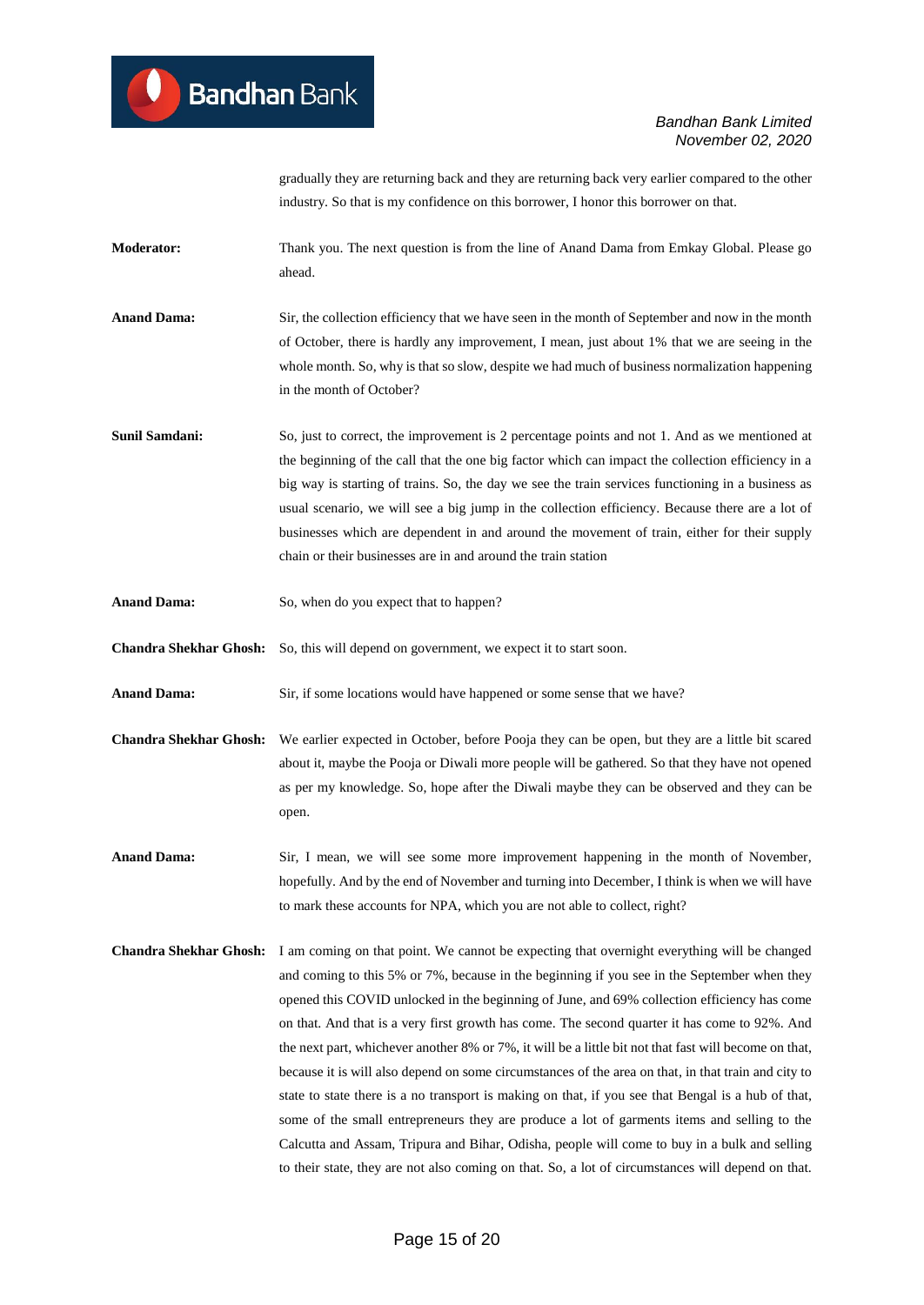gradually they are returning back and they are returning back very earlier compared to the other industry. So that is my confidence on this borrower, I honor this borrower on that.

**Moderator:** Thank you. The next question is from the line of Anand Dama from Emkay Global. Please go ahead.

**Anand Dama:** Sir, the collection efficiency that we have seen in the month of September and now in the month of October, there is hardly any improvement, I mean, just about 1% that we are seeing in the whole month. So, why is that so slow, despite we had much of business normalization happening in the month of October?

**Sunil Samdani:** So, just to correct, the improvement is 2 percentage points and not 1. And as we mentioned at the beginning of the call that the one big factor which can impact the collection efficiency in a big way is starting of trains. So, the day we see the train services functioning in a business as usual scenario, we will see a big jump in the collection efficiency. Because there are a lot of businesses which are dependent in and around the movement of train, either for their supply chain or their businesses are in and around the train station

**Anand Dama:** So, when do you expect that to happen?

**Chandra Shekhar Ghosh:** So, this will depend on government, we expect it to start soon.

**Anand Dama:** Sir, if some locations would have happened or some sense that we have?

**Chandra Shekhar Ghosh:** We earlier expected in October, before Pooja they can be open, but they are a little bit scared about it, maybe the Pooja or Diwali more people will be gathered. So that they have not opened as per my knowledge. So, hope after the Diwali maybe they can be observed and they can be open.

**Anand Dama:** Sir, I mean, we will see some more improvement happening in the month of November, hopefully. And by the end of November and turning into December, I think is when we will have to mark these accounts for NPA, which you are not able to collect, right?

**Chandra Shekhar Ghosh:** I am coming on that point. We cannot be expecting that overnight everything will be changed and coming to this 5% or 7%, because in the beginning if you see in the September when they opened this COVID unlocked in the beginning of June, and 69% collection efficiency has come on that. And that is a very first growth has come. The second quarter it has come to 92%. And the next part, whichever another 8% or 7%, it will be a little bit not that fast will become on that, because it is will also depend on some circumstances of the area on that, in that train and city to state to state there is a no transport is making on that, if you see that Bengal is a hub of that, some of the small entrepreneurs they are produce a lot of garments items and selling to the Calcutta and Assam, Tripura and Bihar, Odisha, people will come to buy in a bulk and selling to their state, they are not also coming on that. So, a lot of circumstances will depend on that.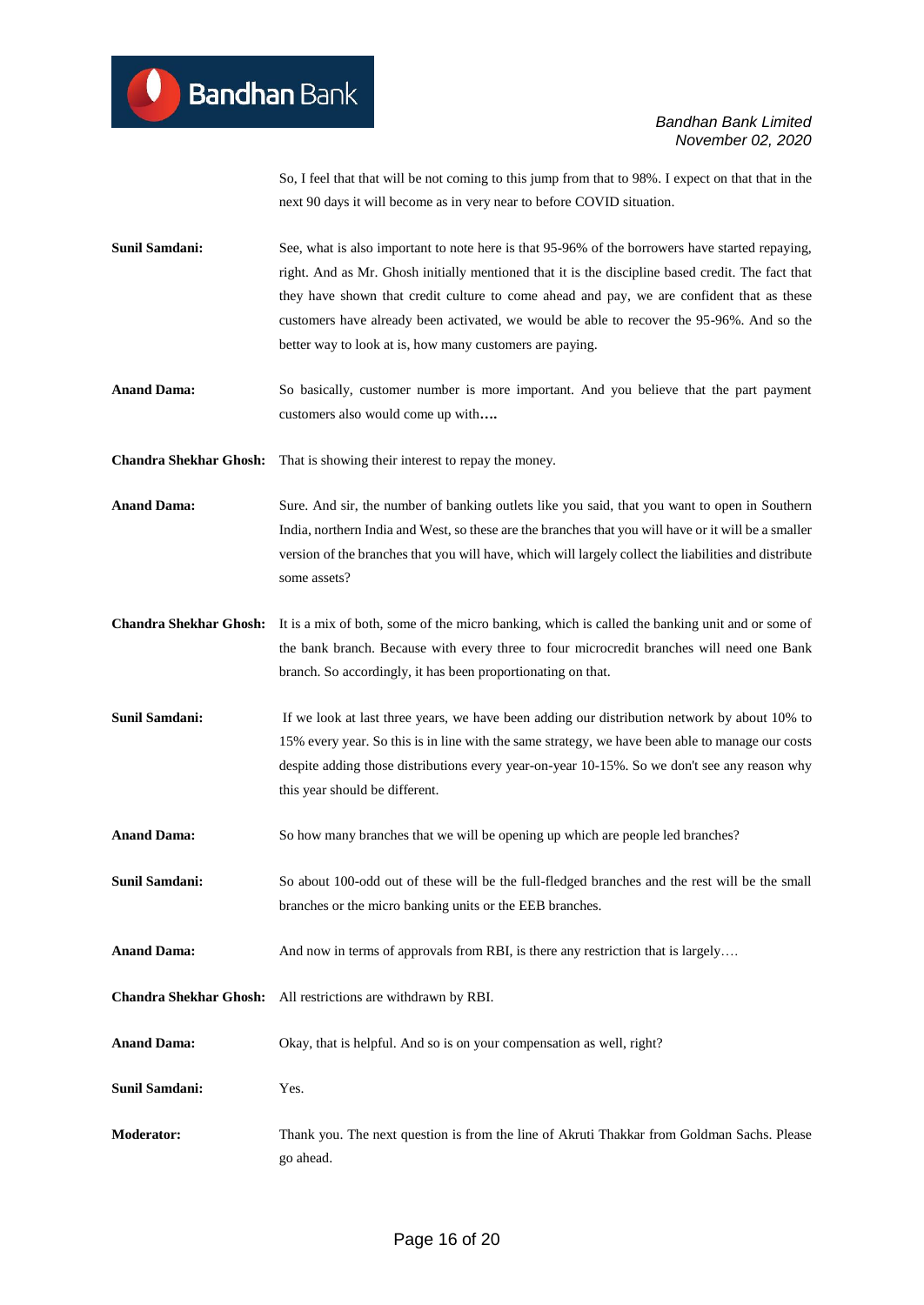So, I feel that that will be not coming to this jump from that to 98%. I expect on that that in the next 90 days it will become as in very near to before COVID situation.

**Sunil Samdani:** See, what is also important to note here is that 95-96% of the borrowers have started repaying, right. And as Mr. Ghosh initially mentioned that it is the discipline based credit. The fact that they have shown that credit culture to come ahead and pay, we are confident that as these customers have already been activated, we would be able to recover the 95-96%. And so the better way to look at is, how many customers are paying.

**Anand Dama:** So basically, customer number is more important. And you believe that the part payment customers also would come up with**….**

**Chandra Shekhar Ghosh:** That is showing their interest to repay the money.

**Anand Dama:** Sure. And sir, the number of banking outlets like you said, that you want to open in Southern India, northern India and West, so these are the branches that you will have or it will be a smaller version of the branches that you will have, which will largely collect the liabilities and distribute some assets?

**Chandra Shekhar Ghosh:** It is a mix of both, some of the micro banking, which is called the banking unit and or some of the bank branch. Because with every three to four microcredit branches will need one Bank branch. So accordingly, it has been proportionating on that.

**Sunil Samdani:** If we look at last three years, we have been adding our distribution network by about 10% to 15% every year. So this is in line with the same strategy, we have been able to manage our costs despite adding those distributions every year-on-year 10-15%. So we don't see any reason why this year should be different.

**Anand Dama:** So how many branches that we will be opening up which are people led branches?

**Sunil Samdani:** So about 100-odd out of these will be the full-fledged branches and the rest will be the small branches or the micro banking units or the EEB branches.

**Anand Dama:** And now in terms of approvals from RBI, is there any restriction that is largely….

**Chandra Shekhar Ghosh:** All restrictions are withdrawn by RBI.

**Anand Dama:** Okay, that is helpful. And so is on your compensation as well, right?

**Sunil Samdani:** Yes.

**Moderator:** Thank you. The next question is from the line of Akruti Thakkar from Goldman Sachs. Please go ahead.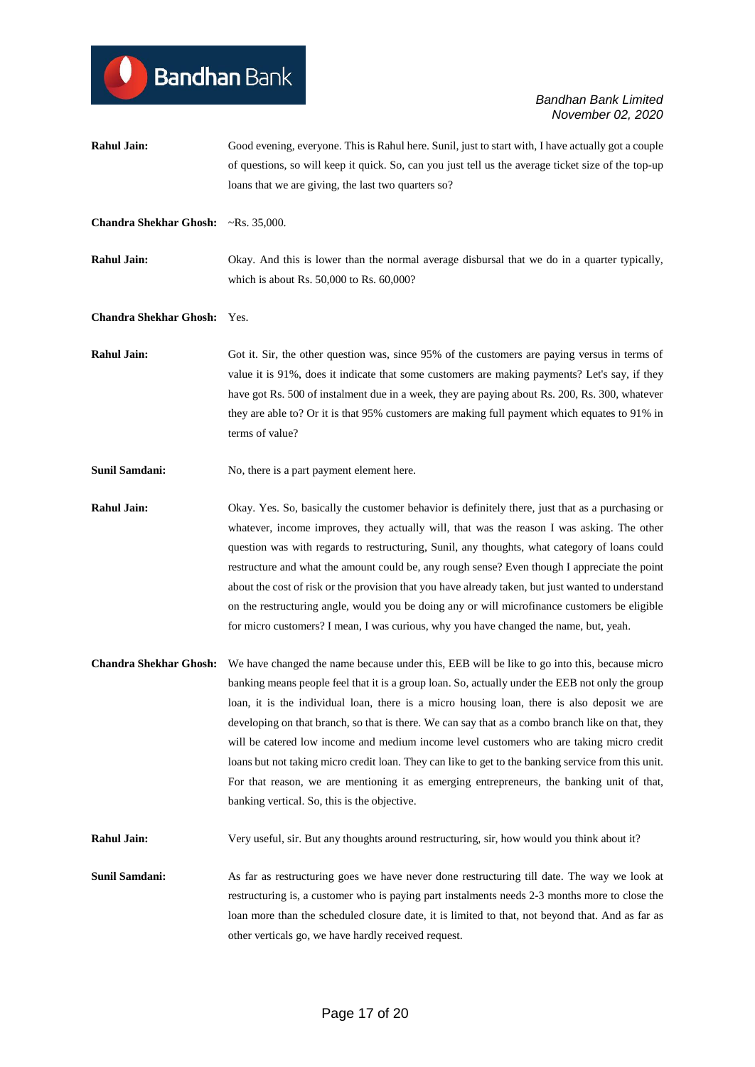**Rahul Jain:** Good evening, everyone. This is Rahul here. Sunil, just to start with, I have actually got a couple of questions, so will keep it quick. So, can you just tell us the average ticket size of the top-up loans that we are giving, the last two quarters so?

**Chandra Shekhar Ghosh:** ~Rs. 35,000.

**Rahul Jain:** Okay. And this is lower than the normal average disbursal that we do in a quarter typically, which is about Rs. 50,000 to Rs. 60,000?

**Chandra Shekhar Ghosh:** Yes.

**Rahul Jain:** Got it. Sir, the other question was, since 95% of the customers are paying versus in terms of value it is 91%, does it indicate that some customers are making payments? Let's say, if they have got Rs. 500 of instalment due in a week, they are paying about Rs. 200, Rs. 300, whatever they are able to? Or it is that 95% customers are making full payment which equates to 91% in terms of value?

**Sunil Samdani:** No, there is a part payment element here.

**Rahul Jain:** Okay. Yes. So, basically the customer behavior is definitely there, just that as a purchasing or whatever, income improves, they actually will, that was the reason I was asking. The other question was with regards to restructuring, Sunil, any thoughts, what category of loans could restructure and what the amount could be, any rough sense? Even though I appreciate the point about the cost of risk or the provision that you have already taken, but just wanted to understand on the restructuring angle, would you be doing any or will microfinance customers be eligible for micro customers? I mean, I was curious, why you have changed the name, but, yeah.

**Chandra Shekhar Ghosh:** We have changed the name because under this, EEB will be like to go into this, because micro banking means people feel that it is a group loan. So, actually under the EEB not only the group loan, it is the individual loan, there is a micro housing loan, there is also deposit we are developing on that branch, so that is there. We can say that as a combo branch like on that, they will be catered low income and medium income level customers who are taking micro credit loans but not taking micro credit loan. They can like to get to the banking service from this unit. For that reason, we are mentioning it as emerging entrepreneurs, the banking unit of that, banking vertical. So, this is the objective.

**Rahul Jain:** Very useful, sir. But any thoughts around restructuring, sir, how would you think about it?

**Sunil Samdani:** As far as restructuring goes we have never done restructuring till date. The way we look at restructuring is, a customer who is paying part instalments needs 2-3 months more to close the loan more than the scheduled closure date, it is limited to that, not beyond that. And as far as other verticals go, we have hardly received request.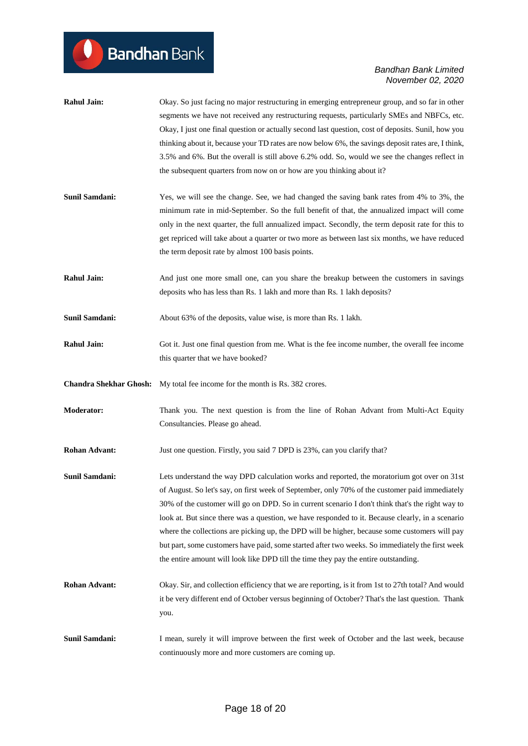**Rahul Jain:** Okay. So just facing no major restructuring in emerging entrepreneur group, and so far in other segments we have not received any restructuring requests, particularly SMEs and NBFCs, etc. Okay, I just one final question or actually second last question, cost of deposits. Sunil, how you thinking about it, because your TD rates are now below 6%, the savings deposit rates are, I think, 3.5% and 6%. But the overall is still above 6.2% odd. So, would we see the changes reflect in the subsequent quarters from now on or how are you thinking about it?

**Sunil Samdani:** Yes, we will see the change. See, we had changed the saving bank rates from 4% to 3%, the minimum rate in mid-September. So the full benefit of that, the annualized impact will come only in the next quarter, the full annualized impact. Secondly, the term deposit rate for this to get repriced will take about a quarter or two more as between last six months, we have reduced the term deposit rate by almost 100 basis points.

**Rahul Jain:** And just one more small one, can you share the breakup between the customers in savings deposits who has less than Rs. 1 lakh and more than Rs. 1 lakh deposits?

**Sunil Samdani:** About 63% of the deposits, value wise, is more than Rs. 1 lakh.

**Rahul Jain:** Got it. Just one final question from me. What is the fee income number, the overall fee income this quarter that we have booked?

**Chandra Shekhar Ghosh:** My total fee income for the month is Rs. 382 crores.

**Moderator:** Thank you. The next question is from the line of Rohan Advant from Multi-Act Equity Consultancies. Please go ahead.

**Rohan Advant:** Just one question. Firstly, you said 7 DPD is 23%, can you clarify that?

**Sunil Samdani:** Lets understand the way DPD calculation works and reported, the moratorium got over on 31st of August. So let's say, on first week of September, only 70% of the customer paid immediately 30% of the customer will go on DPD. So in current scenario I don't think that's the right way to look at. But since there was a question, we have responded to it. Because clearly, in a scenario where the collections are picking up, the DPD will be higher, because some customers will pay but part, some customers have paid, some started after two weeks. So immediately the first week the entire amount will look like DPD till the time they pay the entire outstanding.

**Rohan Advant:** Okay. Sir, and collection efficiency that we are reporting, is it from 1st to 27th total? And would it be very different end of October versus beginning of October? That's the last question. Thank you.

**Sunil Samdani:** I mean, surely it will improve between the first week of October and the last week, because continuously more and more customers are coming up.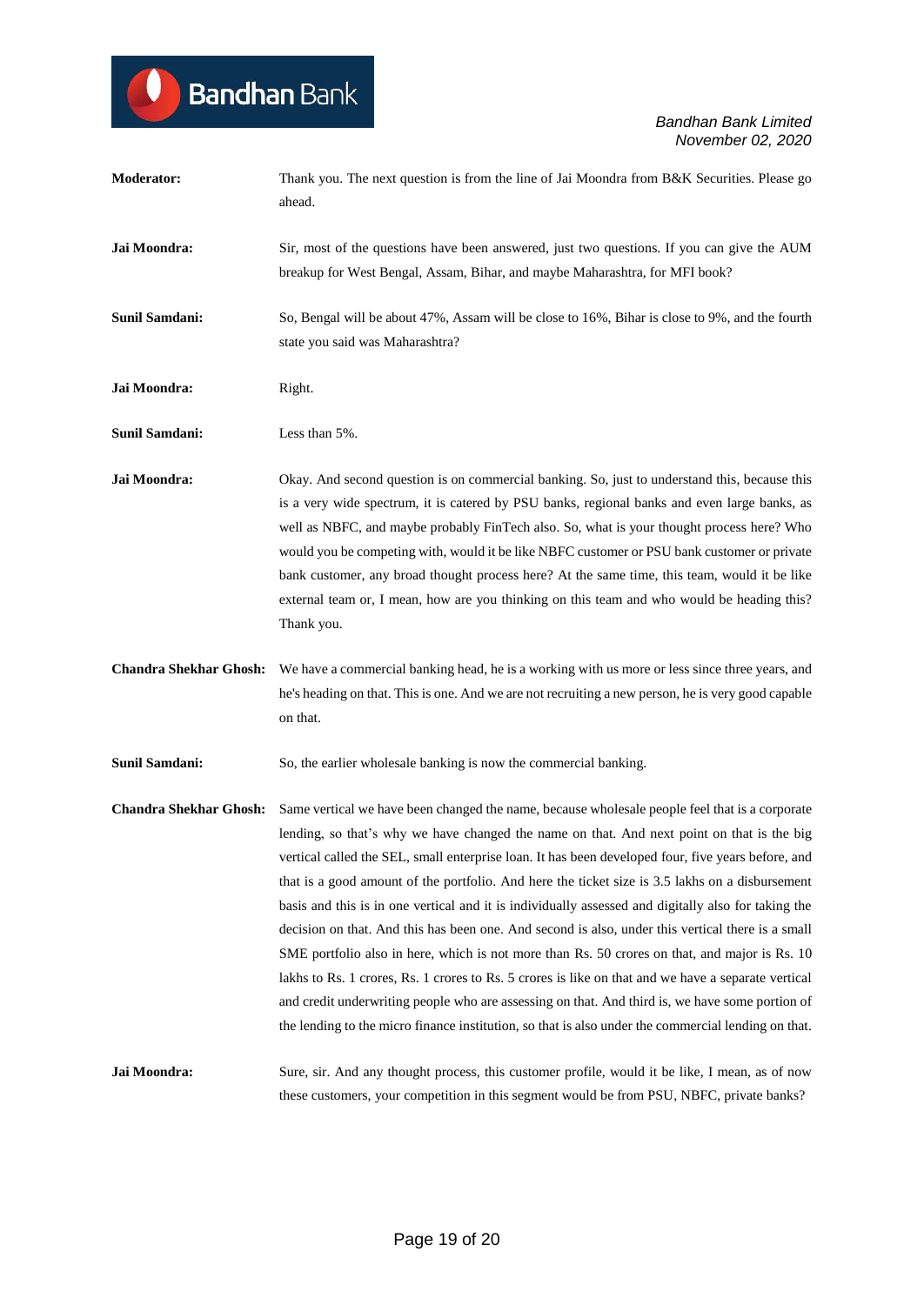**Moderator:** Thank you. The next question is from the line of Jai Moondra from B&K Securities. Please go ahead.

**Jai Moondra:** Sir, most of the questions have been answered, just two questions. If you can give the AUM breakup for West Bengal, Assam, Bihar, and maybe Maharashtra, for MFI book?

**Sunil Samdani:** So, Bengal will be about 47%, Assam will be close to 16%, Bihar is close to 9%, and the fourth state you said was Maharashtra?

**Jai Moondra:** Right.

**Sunil Samdani:** Less than 5%.

**Jai Moondra:** Okay. And second question is on commercial banking. So, just to understand this, because this is a very wide spectrum, it is catered by PSU banks, regional banks and even large banks, as well as NBFC, and maybe probably FinTech also. So, what is your thought process here? Who would you be competing with, would it be like NBFC customer or PSU bank customer or private bank customer, any broad thought process here? At the same time, this team, would it be like external team or, I mean, how are you thinking on this team and who would be heading this? Thank you.

**Chandra Shekhar Ghosh:** We have a commercial banking head, he is a working with us more or less since three years, and he's heading on that. This is one. And we are not recruiting a new person, he is very good capable on that.

**Sunil Samdani:** So, the earlier wholesale banking is now the commercial banking.

**Chandra Shekhar Ghosh:** Same vertical we have been changed the name, because wholesale people feel that is a corporate lending, so that's why we have changed the name on that. And next point on that is the big vertical called the SEL, small enterprise loan. It has been developed four, five years before, and that is a good amount of the portfolio. And here the ticket size is 3.5 lakhs on a disbursement basis and this is in one vertical and it is individually assessed and digitally also for taking the decision on that. And this has been one. And second is also, under this vertical there is a small SME portfolio also in here, which is not more than Rs. 50 crores on that, and major is Rs. 10 lakhs to Rs. 1 crores, Rs. 1 crores to Rs. 5 crores is like on that and we have a separate vertical and credit underwriting people who are assessing on that. And third is, we have some portion of the lending to the micro finance institution, so that is also under the commercial lending on that.

**Jai Moondra:** Sure, sir. And any thought process, this customer profile, would it be like, I mean, as of now these customers, your competition in this segment would be from PSU, NBFC, private banks?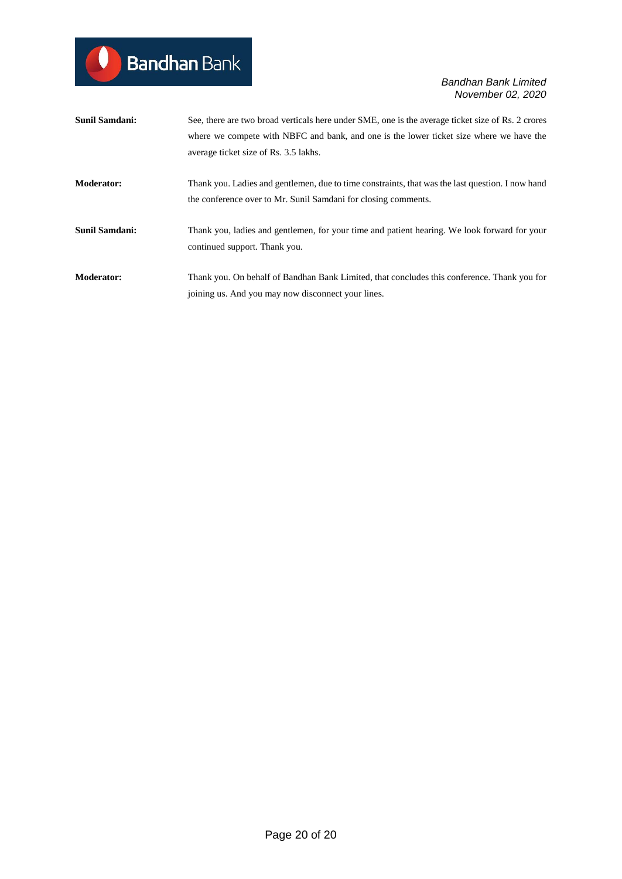**Sunil Samdani:** See, there are two broad verticals here under SME, one is the average ticket size of Rs. 2 crores where we compete with NBFC and bank, and one is the lower ticket size where we have the average ticket size of Rs. 3.5 lakhs.

**Moderator:** Thank you. Ladies and gentlemen, due to time constraints, that was the last question. I now hand the conference over to Mr. Sunil Samdani for closing comments.

**Sunil Samdani:** Thank you, ladies and gentlemen, for your time and patient hearing. We look forward for your continued support. Thank you.

**Moderator:** Thank you. On behalf of Bandhan Bank Limited, that concludes this conference. Thank you for joining us. And you may now disconnect your lines.